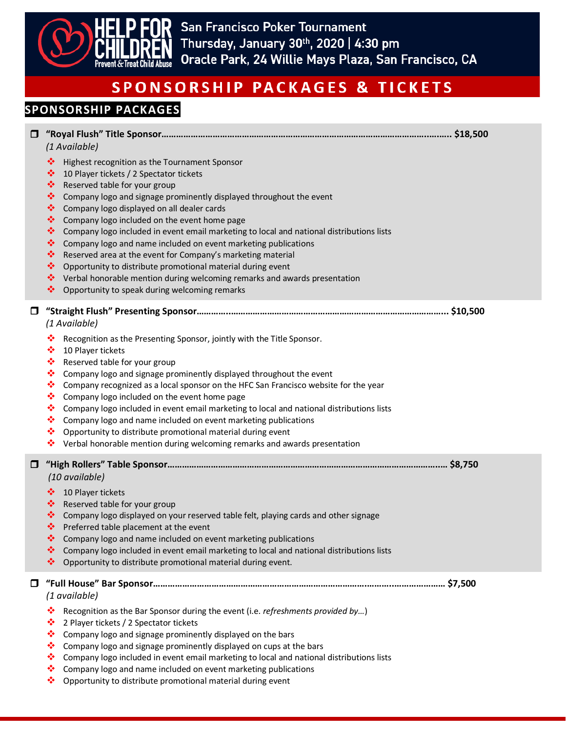# HELP FOR CHILDREN

Prevent & Treat Child Abuse

San Francisco Poker Tournament
Thursday, January 30th, 2020 | 4:30 pm
Oracle Park, 24 Willie Mays Plaza, San Francisco, CA

## SPONSORSHIP PACKAGES & TICKETS

### SPONSORSHIP PACKAGES

- [ ] **"Royal Flush" Title Sponsor……………………………………………………………………………………………….. $18,500**
  *(1 Available)*
  - Highest recognition as the Tournament Sponsor
  - 10 Player tickets / 2 Spectator tickets
  - Reserved table for your group
  - Company logo and signage prominently displayed throughout the event
  - Company logo displayed on all dealer cards
  - Company logo included on the event home page
  - Company logo included in event email marketing to local and national distributions lists
  - Company logo and name included on event marketing publications
  - Reserved area at the event for Company's marketing material
  - Opportunity to distribute promotional material during event
  - Verbal honorable mention during welcoming remarks and awards presentation
  - Opportunity to speak during welcoming remarks

- [ ] **"Straight Flush" Presenting Sponsor……………………………………………………………………………………….. $10,500**
  *(1 Available)*
  - Recognition as the Presenting Sponsor, jointly with the Title Sponsor.
  - 10 Player tickets
  - Reserved table for your group
  - Company logo and signage prominently displayed throughout the event
  - Company recognized as a local sponsor on the HFC San Francisco website for the year
  - Company logo included on the event home page
  - Company logo included in event email marketing to local and national distributions lists
  - Company logo and name included on event marketing publications
  - Opportunity to distribute promotional material during event
  - Verbal honorable mention during welcoming remarks and awards presentation

- [ ] **"High Rollers" Table Sponsor……………………………………………………………………………………………… $8,750**
  *(10 available)*
  - 10 Player tickets
  - Reserved table for your group
  - Company logo displayed on your reserved table felt, playing cards and other signage
  - Preferred table placement at the event
  - Company logo and name included on event marketing publications
  - Company logo included in event email marketing to local and national distributions lists
  - Opportunity to distribute promotional material during event.

- [ ] **"Full House" Bar Sponsor…………………………………………………………………………………………………… $7,500**
  *(1 available)*
  - Recognition as the Bar Sponsor during the event (i.e. *refreshments provided by…*)
  - 2 Player tickets / 2 Spectator tickets
  - Company logo and signage prominently displayed on the bars
  - Company logo and signage prominently displayed on cups at the bars
  - Company logo included in event email marketing to local and national distributions lists
  - Company logo and name included on event marketing publications
  - Opportunity to distribute promotional material during event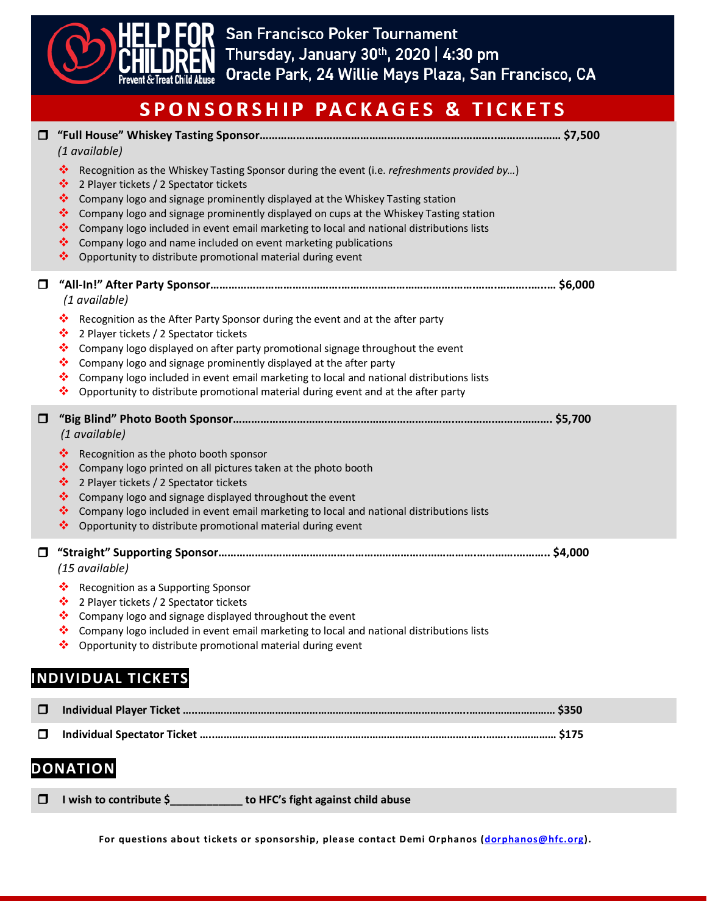# HELP FOR CHILDREN

Prevent & Treat Child Abuse

San Francisco Poker Tournament
Thursday, January 30th, 2020 | 4:30 pm
Oracle Park, 24 Willie Mays Plaza, San Francisco, CA

## SPONSORSHIP PACKAGES & TICKETS

❒ **"Full House" Whiskey Tasting Sponsor…………………………………………………………………………… $7,500**
*(1 available)*

- Recognition as the Whiskey Tasting Sponsor during the event (i.e. *refreshments provided by…*)
- 2 Player tickets / 2 Spectator tickets
- Company logo and signage prominently displayed at the Whiskey Tasting station
- Company logo and signage prominently displayed on cups at the Whiskey Tasting station
- Company logo included in event email marketing to local and national distributions lists
- Company logo and name included on event marketing publications
- Opportunity to distribute promotional material during event

❒ **"All-In!" After Party Sponsor…………………………………………………………………………………… $6,000**
*(1 available)*

- Recognition as the After Party Sponsor during the event and at the after party
- 2 Player tickets / 2 Spectator tickets
- Company logo displayed on after party promotional signage throughout the event
- Company logo and signage prominently displayed at the after party
- Company logo included in event email marketing to local and national distributions lists
- Opportunity to distribute promotional material during event and at the after party

❒ **"Big Blind" Photo Booth Sponsor……………………………………………………………………………… $5,700**
*(1 available)*

- Recognition as the photo booth sponsor
- Company logo printed on all pictures taken at the photo booth
- 2 Player tickets / 2 Spectator tickets
- Company logo and signage displayed throughout the event
- Company logo included in event email marketing to local and national distributions lists
- Opportunity to distribute promotional material during event

❒ **"Straight" Supporting Sponsor………………………………………………………………………………… $4,000**
*(15 available)*

- Recognition as a Supporting Sponsor
- 2 Player tickets / 2 Spectator tickets
- Company logo and signage displayed throughout the event
- Company logo included in event email marketing to local and national distributions lists
- Opportunity to distribute promotional material during event

## INDIVIDUAL TICKETS

❒ **Individual Player Ticket ……………………………………………………………………………………… $350**

❒ **Individual Spectator Ticket …………………………………………………………………………………… $175**

## DONATION

❒ **I wish to contribute $___________ to HFC's fight against child abuse**

**For questions about tickets or sponsorship, please contact Demi Orphanos (dorphanos@hfc.org).**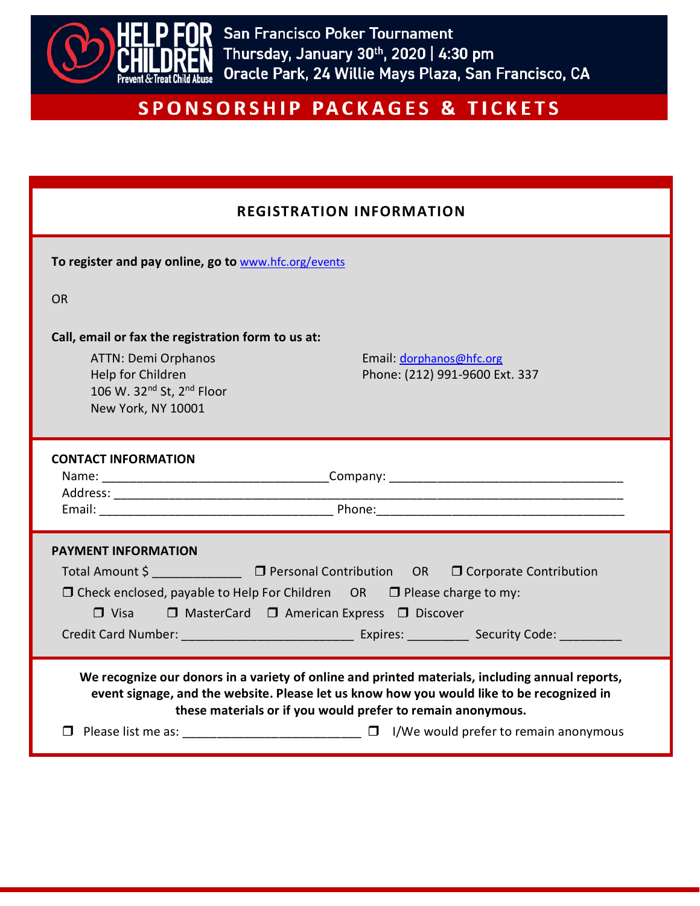HELP FOR CHILDREN
Prevent & Treat Child Abuse

San Francisco Poker Tournament
Thursday, January 30th, 2020 | 4:30 pm
Oracle Park, 24 Willie Mays Plaza, San Francisco, CA

# SPONSORSHIP PACKAGES & TICKETS

## REGISTRATION INFORMATION

**To register and pay online, go to** www.hfc.org/events

OR

**Call, email or fax the registration form to us at:**

ATTN: Demi Orphanos
Help for Children
106 W. 32nd St, 2nd Floor
New York, NY 10001

Email: dorphanos@hfc.org
Phone: (212) 991-9600 Ext. 337

**CONTACT INFORMATION**

Name: ______________________________ Company: ______________________________
Address: ____________________________________________________________
Email: ______________________________ Phone: ______________________________

**PAYMENT INFORMATION**

Total Amount $ ___________ ❐ Personal Contribution OR ❐ Corporate Contribution

❐ Check enclosed, payable to Help For Children OR ❐ Please charge to my:

❐ Visa ❐ MasterCard ❐ American Express ❐ Discover

Credit Card Number: ______________________ Expires: ________ Security Code: ________

**We recognize our donors in a variety of online and printed materials, including annual reports, event signage, and the website. Please let us know how you would like to be recognized in these materials or if you would prefer to remain anonymous.**

❐ Please list me as: ______________________ ❐ I/We would prefer to remain anonymous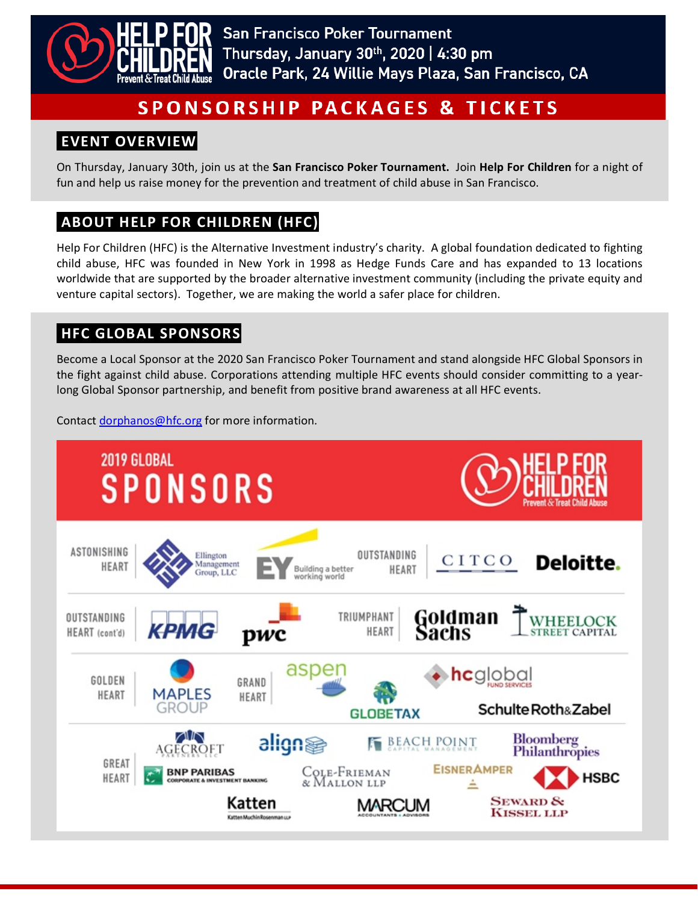HELP FOR CHILDREN
Prevent & Treat Child Abuse

San Francisco Poker Tournament
Thursday, January 30th, 2020 | 4:30 pm
Oracle Park, 24 Willie Mays Plaza, San Francisco, CA

# SPONSORSHIP PACKAGES & TICKETS

## EVENT OVERVIEW

On Thursday, January 30th, join us at the **San Francisco Poker Tournament.** Join **Help For Children** for a night of fun and help us raise money for the prevention and treatment of child abuse in San Francisco.

## ABOUT HELP FOR CHILDREN (HFC)

Help For Children (HFC) is the Alternative Investment industry's charity. A global foundation dedicated to fighting child abuse, HFC was founded in New York in 1998 as Hedge Funds Care and has expanded to 13 locations worldwide that are supported by the broader alternative investment community (including the private equity and venture capital sectors). Together, we are making the world a safer place for children.

## HFC GLOBAL SPONSORS

Become a Local Sponsor at the 2020 San Francisco Poker Tournament and stand alongside HFC Global Sponsors in the fight against child abuse. Corporations attending multiple HFC events should consider committing to a year-long Global Sponsor partnership, and benefit from positive brand awareness at all HFC events.

Contact dorphanos@hfc.org for more information.

2019 GLOBAL SPONSORS

HELP FOR CHILDREN
Prevent & Treat Child Abuse

ASTONISHING HEART: Ellington Management Group, LLC; EY Building a better working world

OUTSTANDING HEART: CITCO; Deloitte.

OUTSTANDING HEART (cont'd): KPMG; pwc

TRIUMPHANT HEART: Goldman Sachs; Wheelock Street Capital

GOLDEN HEART: Maples Group

GRAND HEART: aspen; GlobeTax; hcglobal Fund Services; Schulte Roth & Zabel

GREAT HEART: Agecroft Partners LLC; BNP Paribas Corporate & Investment Banking; align; Cole-Frieman & Mallon LLP; Beach Point Capital Management; EisnerAmper; Bloomberg Philanthropies; HSBC; Katten Katten Muchin Rosenman LLP; Marcum Accountants ▪ Advisors; Seward & Kissel LLP